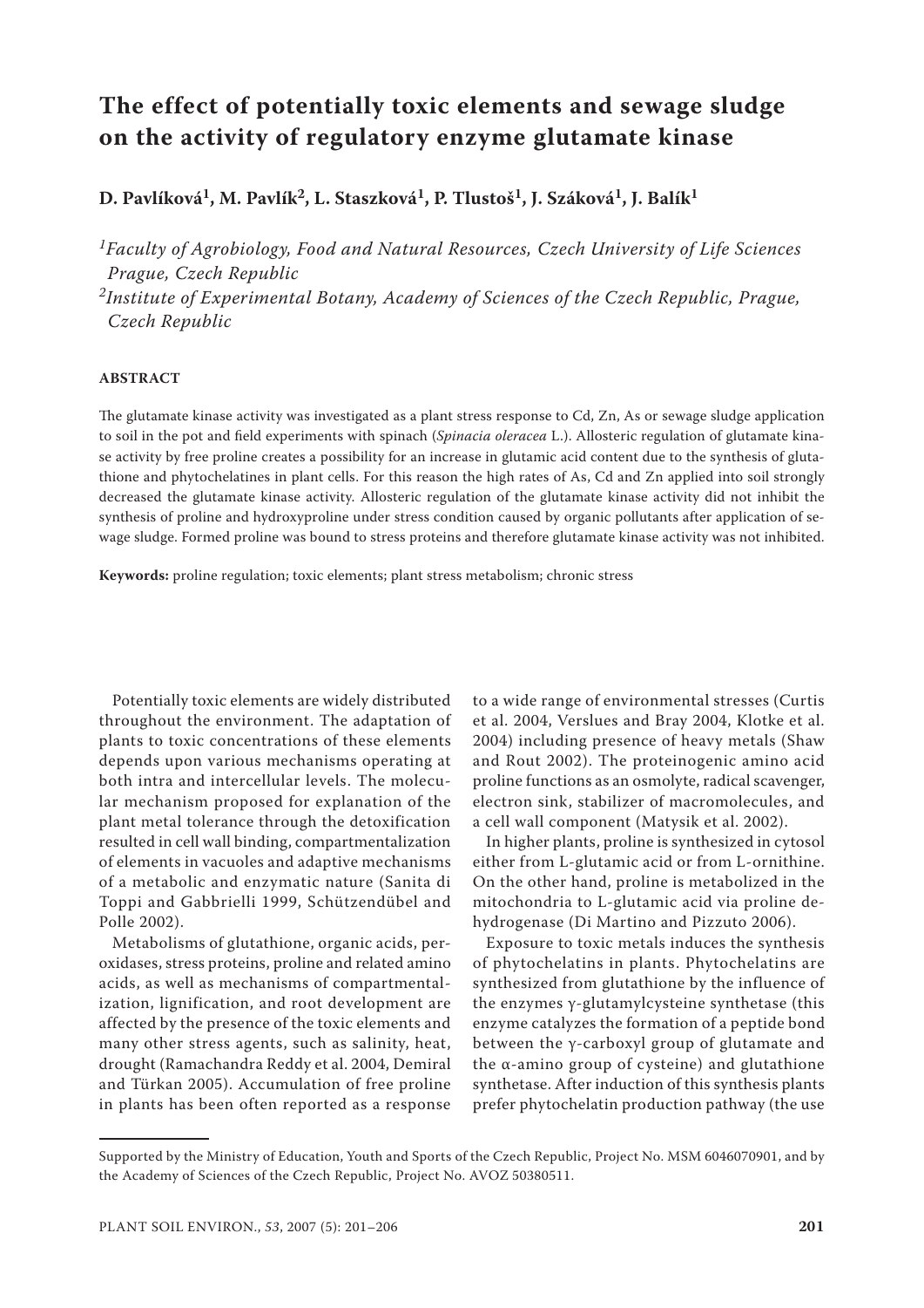# The effect of potentially toxic elements and sewage sludge on the activity of regulatory enzyme glutamate kinase

**D. Pavlíková[1], M. Pavlík[2], L. Staszková[1], P. Tlustoš[1], J. Száková[1], J. Balík[1]**

*[1]Faculty of Agrobiology, Food and Natural Resources, Czech University of Life Sciences Prague, Czech Republic*

*[2]Institute of Experimental Botany, Academy of Sciences of the Czech Republic, Prague, Czech Republic*

## ABSTRACT

The glutamate kinase activity was investigated as a plant stress response to Cd, Zn, As or sewage sludge application to soil in the pot and field experiments with spinach (*Spinacia oleracea* L.). Allosteric regulation of glutamate kinase activity by free proline creates a possibility for an increase in glutamic acid content due to the synthesis of glutathione and phytochelatines in plant cells. For this reason the high rates of As, Cd and Zn applied into soil strongly decreased the glutamate kinase activity. Allosteric regulation of the glutamate kinase activity did not inhibit the synthesis of proline and hydroxyproline under stress condition caused by organic pollutants after application of sewage sludge. Formed proline was bound to stress proteins and therefore glutamate kinase activity was not inhibited.

**Keywords:** proline regulation; toxic elements; plant stress metabolism; chronic stress

Potentially toxic elements are widely distributed throughout the environment. The adaptation of plants to toxic concentrations of these elements depends upon various mechanisms operating at both intra and intercellular levels. The molecular mechanism proposed for explanation of the plant metal tolerance through the detoxification resulted in cell wall binding, compartmentalization of elements in vacuoles and adaptive mechanisms of a metabolic and enzymatic nature (Sanita di Toppi and Gabbrielli 1999, Schützendübel and Polle 2002).

Metabolisms of glutathione, organic acids, peroxidases, stress proteins, proline and related amino acids, as well as mechanisms of compartmentalization, lignification, and root development are affected by the presence of the toxic elements and many other stress agents, such as salinity, heat, drought (Ramachandra Reddy et al. 2004, Demiral and Türkan 2005). Accumulation of free proline in plants has been often reported as a response to a wide range of environmental stresses (Curtis et al. 2004, Verslues and Bray 2004, Klotke et al. 2004) including presence of heavy metals (Shaw and Rout 2002). The proteinogenic amino acid proline functions as an osmolyte, radical scavenger, electron sink, stabilizer of macromolecules, and a cell wall component (Matysik et al. 2002).

In higher plants, proline is synthesized in cytosol either from L-glutamic acid or from L-ornithine. On the other hand, proline is metabolized in the mitochondria to L-glutamic acid via proline dehydrogenase (Di Martino and Pizzuto 2006).

Exposure to toxic metals induces the synthesis of phytochelatins in plants. Phytochelatins are synthesized from glutathione by the influence of the enzymes γ-glutamylcysteine synthetase (this enzyme catalyzes the formation of a peptide bond between the γ-carboxyl group of glutamate and the α-amino group of cysteine) and glutathione synthetase. After induction of this synthesis plants prefer phytochelatin production pathway (the use

Supported by the Ministry of Education, Youth and Sports of the Czech Republic, Project No. MSM 6046070901, and by the Academy of Sciences of the Czech Republic, Project No. AVOZ 50380511.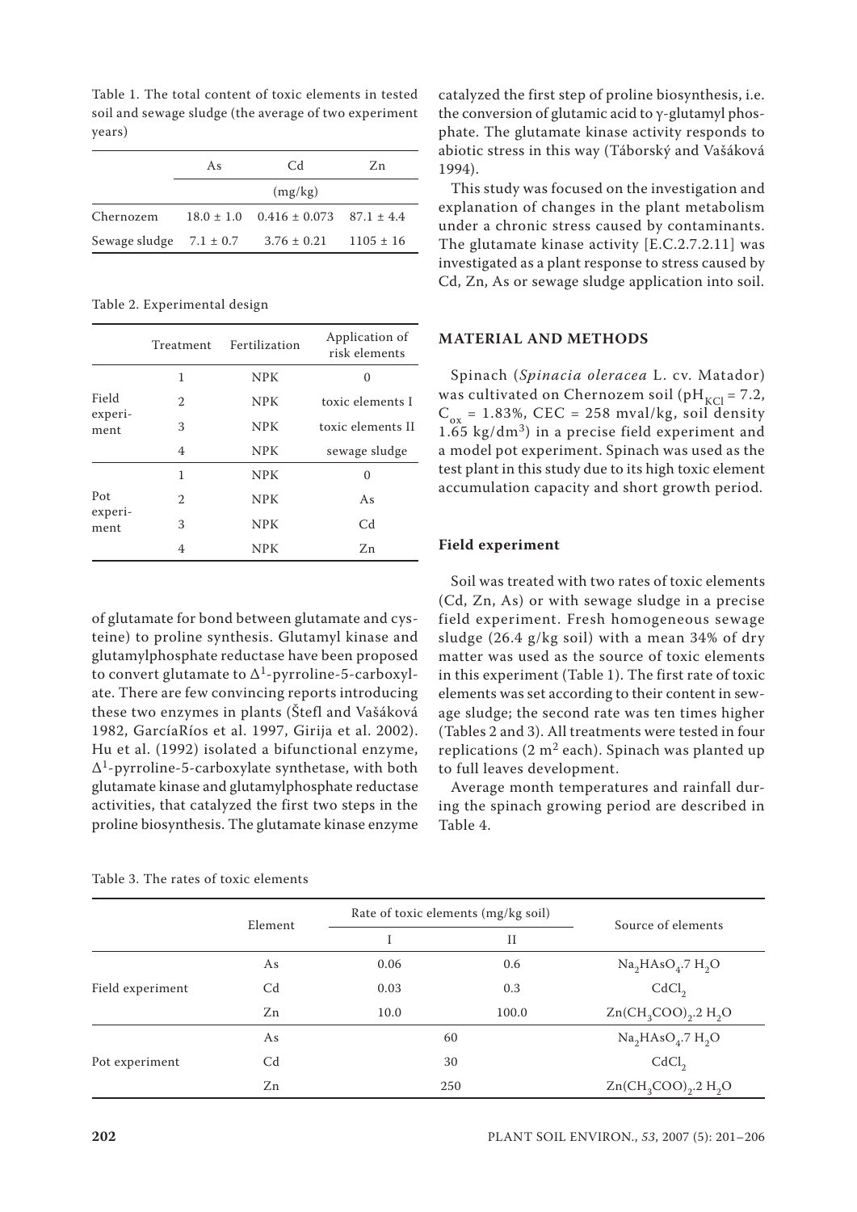Table 1. The total content of toxic elements in tested soil and sewage sludge (the average of two experiment years)

| | As | Cd | Zn |
|---|---|---|---|
| | (mg/kg) | | |
| Chernozem | 18.0 ± 1.0 | 0.416 ± 0.073 | 87.1 ± 4.4 |
| Sewage sludge | 7.1 ± 0.7 | 3.76 ± 0.21 | 1105 ± 16 |

Table 2. Experimental design

| | Treatment | Fertilization | Application of risk elements |
|---|---|---|---|
| Field experiment | 1 | NPK | 0 |
| | 2 | NPK | toxic elements I |
| | 3 | NPK | toxic elements II |
| | 4 | NPK | sewage sludge |
| Pot experiment | 1 | NPK | 0 |
| | 2 | NPK | As |
| | 3 | NPK | Cd |
| | 4 | NPK | Zn |

of glutamate for bond between glutamate and cysteine) to proline synthesis. Glutamyl kinase and glutamylphosphate reductase have been proposed to convert glutamate to $\Delta^1$-pyrroline-5-carboxylate. There are few convincing reports introducing these two enzymes in plants (Štefl and Vašáková 1982, GarcíaRíos et al. 1997, Girija et al. 2002). Hu et al. (1992) isolated a bifunctional enzyme, $\Delta^1$-pyrroline-5-carboxylate synthetase, with both glutamate kinase and glutamylphosphate reductase activities, that catalyzed the first two steps in the proline biosynthesis. The glutamate kinase enzyme catalyzed the first step of proline biosynthesis, i.e. the conversion of glutamic acid to γ-glutamyl phosphate. The glutamate kinase activity responds to abiotic stress in this way (Táborský and Vašáková 1994).

This study was focused on the investigation and explanation of changes in the plant metabolism under a chronic stress caused by contaminants. The glutamate kinase activity [E.C.2.7.2.11] was investigated as a plant response to stress caused by Cd, Zn, As or sewage sludge application into soil.

## MATERIAL AND METHODS

Spinach (*Spinacia oleracea* L. cv. Matador) was cultivated on Chernozem soil ($pH_{KCl}$ = 7.2, $C_{ox}$ = 1.83%, CEC = 258 mval/kg, soil density 1.65 kg/$dm^3$) in a precise field experiment and a model pot experiment. Spinach was used as the test plant in this study due to its high toxic element accumulation capacity and short growth period.

### Field experiment

Soil was treated with two rates of toxic elements (Cd, Zn, As) or with sewage sludge in a precise field experiment. Fresh homogeneous sewage sludge (26.4 g/kg soil) with a mean 34% of dry matter was used as the source of toxic elements in this experiment (Table 1). The first rate of toxic elements was set according to their content in sewage sludge; the second rate was ten times higher (Tables 2 and 3). All treatments were tested in four replications (2 $m^2$ each). Spinach was planted up to full leaves development.

Average month temperatures and rainfall during the spinach growing period are described in Table 4.

Table 3. The rates of toxic elements

| | Element | Rate of toxic elements (mg/kg soil) | | Source of elements |
|---|---|---|---|---|
| | | I | II | |
| Field experiment | As | 0.06 | 0.6 | $Na_2HAsO_4.7\,H_2O$ |
| | Cd | 0.03 | 0.3 | $CdCl_2$ |
| | Zn | 10.0 | 100.0 | $Zn(CH_3COO)_2.2\,H_2O$ |
| Pot experiment | As | 60 | | $Na_2HAsO_4.7\,H_2O$ |
| | Cd | 30 | | $CdCl_2$ |
| | Zn | 250 | | $Zn(CH_3COO)_2.2\,H_2O$ |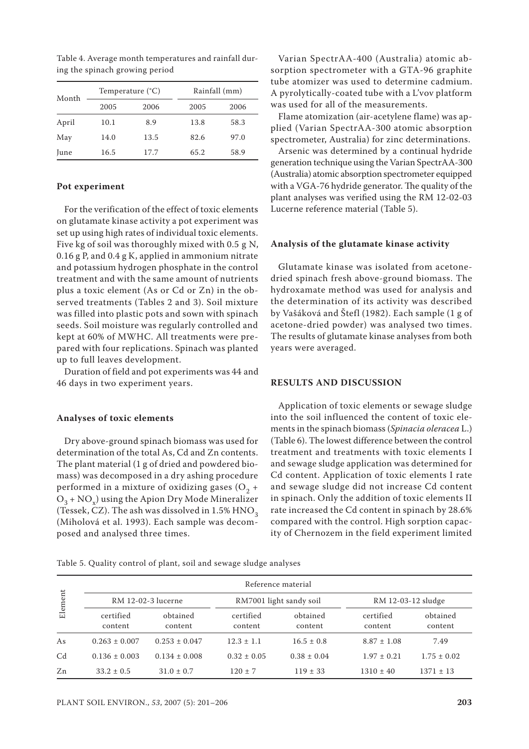Table 4. Average month temperatures and rainfall during the spinach growing period

| Month | Temperature (°C) | | Rainfall (mm) | |
|---|---|---|---|---|
| | 2005 | 2006 | 2005 | 2006 |
| April | 10.1 | 8.9 | 13.8 | 58.3 |
| May | 14.0 | 13.5 | 82.6 | 97.0 |
| June | 16.5 | 17.7 | 65.2 | 58.9 |

### Pot experiment

For the verification of the effect of toxic elements on glutamate kinase activity a pot experiment was set up using high rates of individual toxic elements. Five kg of soil was thoroughly mixed with 0.5 g N, 0.16 g P, and 0.4 g K, applied in ammonium nitrate and potassium hydrogen phosphate in the control treatment and with the same amount of nutrients plus a toxic element (As or Cd or Zn) in the observed treatments (Tables 2 and 3). Soil mixture was filled into plastic pots and sown with spinach seeds. Soil moisture was regularly controlled and kept at 60% of MWHC. All treatments were prepared with four replications. Spinach was planted up to full leaves development.

Duration of field and pot experiments was 44 and 46 days in two experiment years.

### Analyses of toxic elements

Dry above-ground spinach biomass was used for determination of the total As, Cd and Zn contents. The plant material (1 g of dried and powdered biomass) was decomposed in a dry ashing procedure performed in a mixture of oxidizing gases ($O_2$ + $O_3$ + $NO_x$) using the Apion Dry Mode Mineralizer (Tessek, CZ). The ash was dissolved in 1.5% $HNO_3$ (Miholová et al. 1993). Each sample was decomposed and analysed three times.

Varian SpectrAA-400 (Australia) atomic absorption spectrometer with a GTA-96 graphite tube atomizer was used to determine cadmium. A pyrolytically-coated tube with a L'vov platform was used for all of the measurements.

Flame atomization (air-acetylene flame) was applied (Varian SpectrAA-300 atomic absorption spectrometer, Australia) for zinc determinations.

Arsenic was determined by a continual hydride generation technique using the Varian SpectrAA-300 (Australia) atomic absorption spectrometer equipped with a VGA-76 hydride generator. The quality of the plant analyses was verified using the RM 12-02-03 Lucerne reference material (Table 5).

### Analysis of the glutamate kinase activity

Glutamate kinase was isolated from acetone-dried spinach fresh above-ground biomass. The hydroxamate method was used for analysis and the determination of its activity was described by Vašáková and Štefl (1982). Each sample (1 g of acetone-dried powder) was analysed two times. The results of glutamate kinase analyses from both years were averaged.

## RESULTS AND DISCUSSION

Application of toxic elements or sewage sludge into the soil influenced the content of toxic elements in the spinach biomass (*Spinacia oleracea* L.) (Table 6). The lowest difference between the control treatment and treatments with toxic elements I and sewage sludge application was determined for Cd content. Application of toxic elements I rate and sewage sludge did not increase Cd content in spinach. Only the addition of toxic elements II rate increased the Cd content in spinach by 28.6% compared with the control. High sorption capacity of Chernozem in the field experiment limited

Table 5. Quality control of plant, soil and sewage sludge analyses

| Element | Reference material | | | | | |
|---|---|---|---|---|---|---|
| | RM 12-02-3 lucerne | | RM7001 light sandy soil | | RM 12-03-12 sludge | |
| | certified content | obtained content | certified content | obtained content | certified content | obtained content |
| As | 0.263 ± 0.007 | 0.253 ± 0.047 | 12.3 ± 1.1 | 16.5 ± 0.8 | 8.87 ± 1.08 | 7.49 |
| Cd | 0.136 ± 0.003 | 0.134 ± 0.008 | 0.32 ± 0.05 | 0.38 ± 0.04 | 1.97 ± 0.21 | 1.75 ± 0.02 |
| Zn | 33.2 ± 0.5 | 31.0 ± 0.7 | 120 ± 7 | 119 ± 33 | 1310 ± 40 | 1371 ± 13 |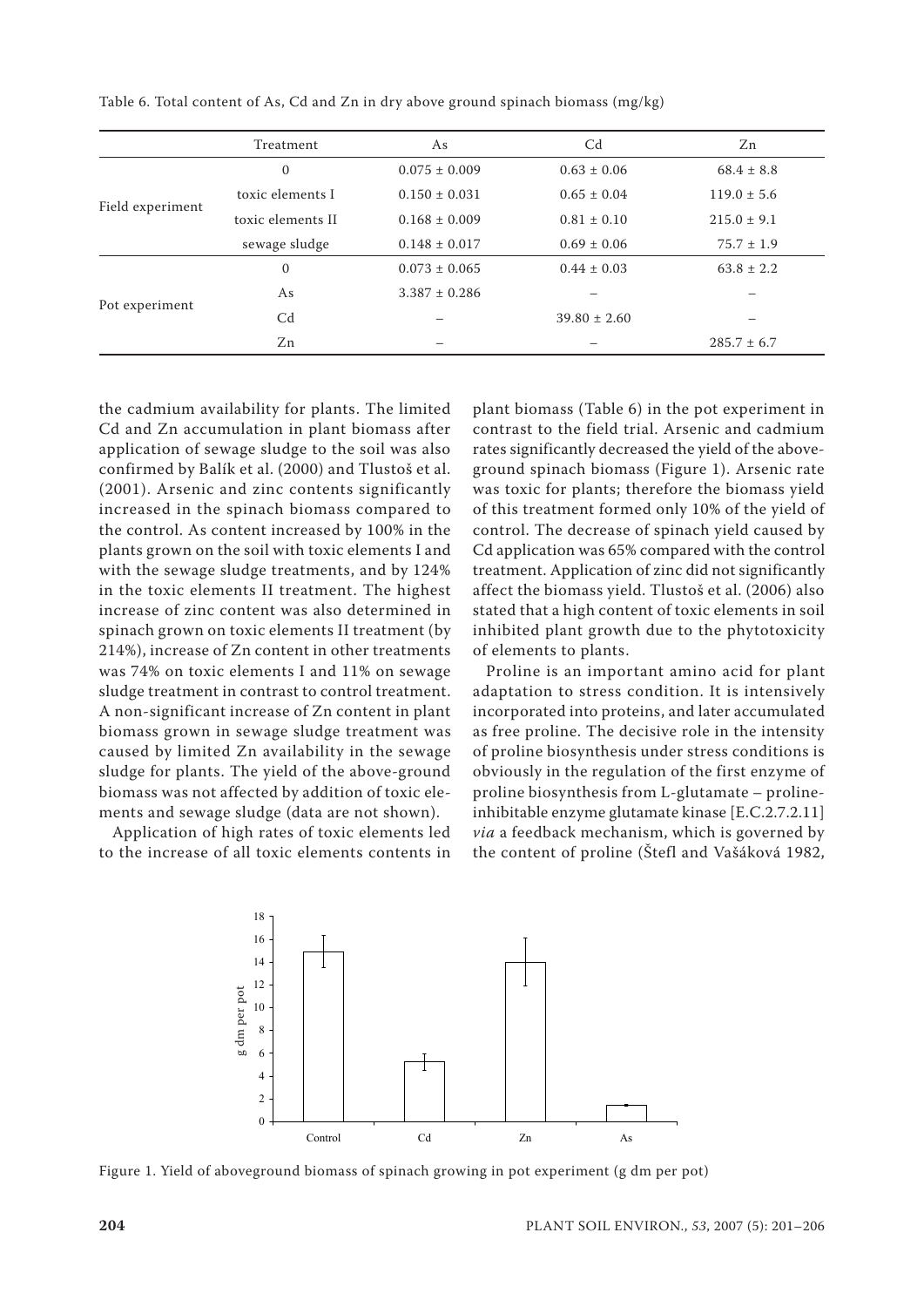Table 6. Total content of As, Cd and Zn in dry above ground spinach biomass (mg/kg)

| | Treatment | As | Cd | Zn |
|---|---|---|---|---|
| Field experiment | 0 | 0.075 ± 0.009 | 0.63 ± 0.06 | 68.4 ± 8.8 |
| | toxic elements I | 0.150 ± 0.031 | 0.65 ± 0.04 | 119.0 ± 5.6 |
| | toxic elements II | 0.168 ± 0.009 | 0.81 ± 0.10 | 215.0 ± 9.1 |
| | sewage sludge | 0.148 ± 0.017 | 0.69 ± 0.06 | 75.7 ± 1.9 |
| Pot experiment | 0 | 0.073 ± 0.065 | 0.44 ± 0.03 | 63.8 ± 2.2 |
| | As | 3.387 ± 0.286 | – | – |
| | Cd | – | 39.80 ± 2.60 | – |
| | Zn | – | – | 285.7 ± 6.7 |

the cadmium availability for plants. The limited Cd and Zn accumulation in plant biomass after application of sewage sludge to the soil was also confirmed by Balík et al. (2000) and Tlustoš et al. (2001). Arsenic and zinc contents significantly increased in the spinach biomass compared to the control. As content increased by 100% in the plants grown on the soil with toxic elements I and with the sewage sludge treatments, and by 124% in the toxic elements II treatment. The highest increase of zinc content was also determined in spinach grown on toxic elements II treatment (by 214%), increase of Zn content in other treatments was 74% on toxic elements I and 11% on sewage sludge treatment in contrast to control treatment. A non-significant increase of Zn content in plant biomass grown in sewage sludge treatment was caused by limited Zn availability in the sewage sludge for plants. The yield of the above-ground biomass was not affected by addition of toxic elements and sewage sludge (data are not shown).

Application of high rates of toxic elements led to the increase of all toxic elements contents in plant biomass (Table 6) in the pot experiment in contrast to the field trial. Arsenic and cadmium rates significantly decreased the yield of the above-ground spinach biomass (Figure 1). Arsenic rate was toxic for plants; therefore the biomass yield of this treatment formed only 10% of the yield of control. The decrease of spinach yield caused by Cd application was 65% compared with the control treatment. Application of zinc did not significantly affect the biomass yield. Tlustoš et al. (2006) also stated that a high content of toxic elements in soil inhibited plant growth due to the phytotoxicity of elements to plants.

Proline is an important amino acid for plant adaptation to stress condition. It is intensively incorporated into proteins, and later accumulated as free proline. The decisive role in the intensity of proline biosynthesis under stress conditions is obviously in the regulation of the first enzyme of proline biosynthesis from L-glutamate – proline-inhibitable enzyme glutamate kinase [E.C.2.7.2.11] *via* a feedback mechanism, which is governed by the content of proline (Štefl and Vašáková 1982,

Figure 1. Yield of aboveground biomass of spinach growing in pot experiment (g dm per pot)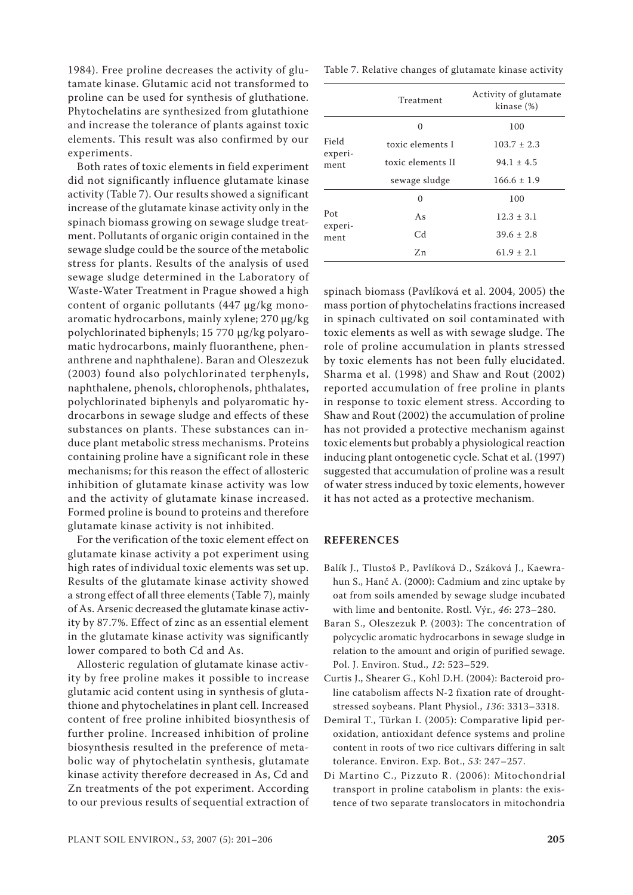1984). Free proline decreases the activity of glutamate kinase. Glutamic acid not transformed to proline can be used for synthesis of gluthatione. Phytochelatins are synthesized from glutathione and increase the tolerance of plants against toxic elements. This result was also confirmed by our experiments.

Both rates of toxic elements in field experiment did not significantly influence glutamate kinase activity (Table 7). Our results showed a significant increase of the glutamate kinase activity only in the spinach biomass growing on sewage sludge treatment. Pollutants of organic origin contained in the sewage sludge could be the source of the metabolic stress for plants. Results of the analysis of used sewage sludge determined in the Laboratory of Waste-Water Treatment in Prague showed a high content of organic pollutants (447 μg/kg monoaromatic hydrocarbons, mainly xylene; 270 μg/kg polychlorinated biphenyls; 15 770 μg/kg polyaromatic hydrocarbons, mainly fluoranthene, phenanthrene and naphthalene). Baran and Oleszezuk (2003) found also polychlorinated terphenyls, naphthalene, phenols, chlorophenols, phthalates, polychlorinated biphenyls and polyaromatic hydrocarbons in sewage sludge and effects of these substances on plants. These substances can induce plant metabolic stress mechanisms. Proteins containing proline have a significant role in these mechanisms; for this reason the effect of allosteric inhibition of glutamate kinase activity was low and the activity of glutamate kinase increased. Formed proline is bound to proteins and therefore glutamate kinase activity is not inhibited.

For the verification of the toxic element effect on glutamate kinase activity a pot experiment using high rates of individual toxic elements was set up. Results of the glutamate kinase activity showed a strong effect of all three elements (Table 7), mainly of As. Arsenic decreased the glutamate kinase activity by 87.7%. Effect of zinc as an essential element in the glutamate kinase activity was significantly lower compared to both Cd and As.

Allosteric regulation of glutamate kinase activity by free proline makes it possible to increase glutamic acid content using in synthesis of glutathione and phytochelatines in plant cell. Increased content of free proline inhibited biosynthesis of further proline. Increased inhibition of proline biosynthesis resulted in the preference of metabolic way of phytochelatin synthesis, glutamate kinase activity therefore decreased in As, Cd and Zn treatments of the pot experiment. According to our previous results of sequential extraction of spinach biomass (Pavlíková et al. 2004, 2005) the mass portion of phytochelatins fractions increased in spinach cultivated on soil contaminated with toxic elements as well as with sewage sludge. The role of proline accumulation in plants stressed by toxic elements has not been fully elucidated. Sharma et al. (1998) and Shaw and Rout (2002) reported accumulation of free proline in plants in response to toxic element stress. According to Shaw and Rout (2002) the accumulation of proline has not provided a protective mechanism against toxic elements but probably a physiological reaction inducing plant ontogenetic cycle. Schat et al. (1997) suggested that accumulation of proline was a result of water stress induced by toxic elements, however it has not acted as a protective mechanism.

Table 7. Relative changes of glutamate kinase activity

| | Treatment | Activity of glutamate kinase (%) |
|---|---|---|
| Field experiment | 0 | 100 |
| | toxic elements I | 103.7 ± 2.3 |
| | toxic elements II | 94.1 ± 4.5 |
| | sewage sludge | 166.6 ± 1.9 |
| Pot experiment | 0 | 100 |
| | As | 12.3 ± 3.1 |
| | Cd | 39.6 ± 2.8 |
| | Zn | 61.9 ± 2.1 |

## REFERENCES

Balík J., Tlustoš P., Pavlíková D., Száková J., Kaewrahun S., Hanč A. (2000): Cadmium and zinc uptake by oat from soils amended by sewage sludge incubated with lime and bentonite. Rostl. Výr., *46*: 273–280.

Baran S., Oleszezuk P. (2003): The concentration of polycyclic aromatic hydrocarbons in sewage sludge in relation to the amount and origin of purified sewage. Pol. J. Environ. Stud., *12*: 523–529.

Curtis J., Shearer G., Kohl D.H. (2004): Bacteroid proline catabolism affects N-2 fixation rate of drought-stressed soybeans. Plant Physiol., *136*: 3313–3318.

Demiral T., Türkan I. (2005): Comparative lipid peroxidation, antioxidant defence systems and proline content in roots of two rice cultivars differing in salt tolerance. Environ. Exp. Bot., *53*: 247–257.

Di Martino C., Pizzuto R. (2006): Mitochondrial transport in proline catabolism in plants: the existence of two separate translocators in mitochondria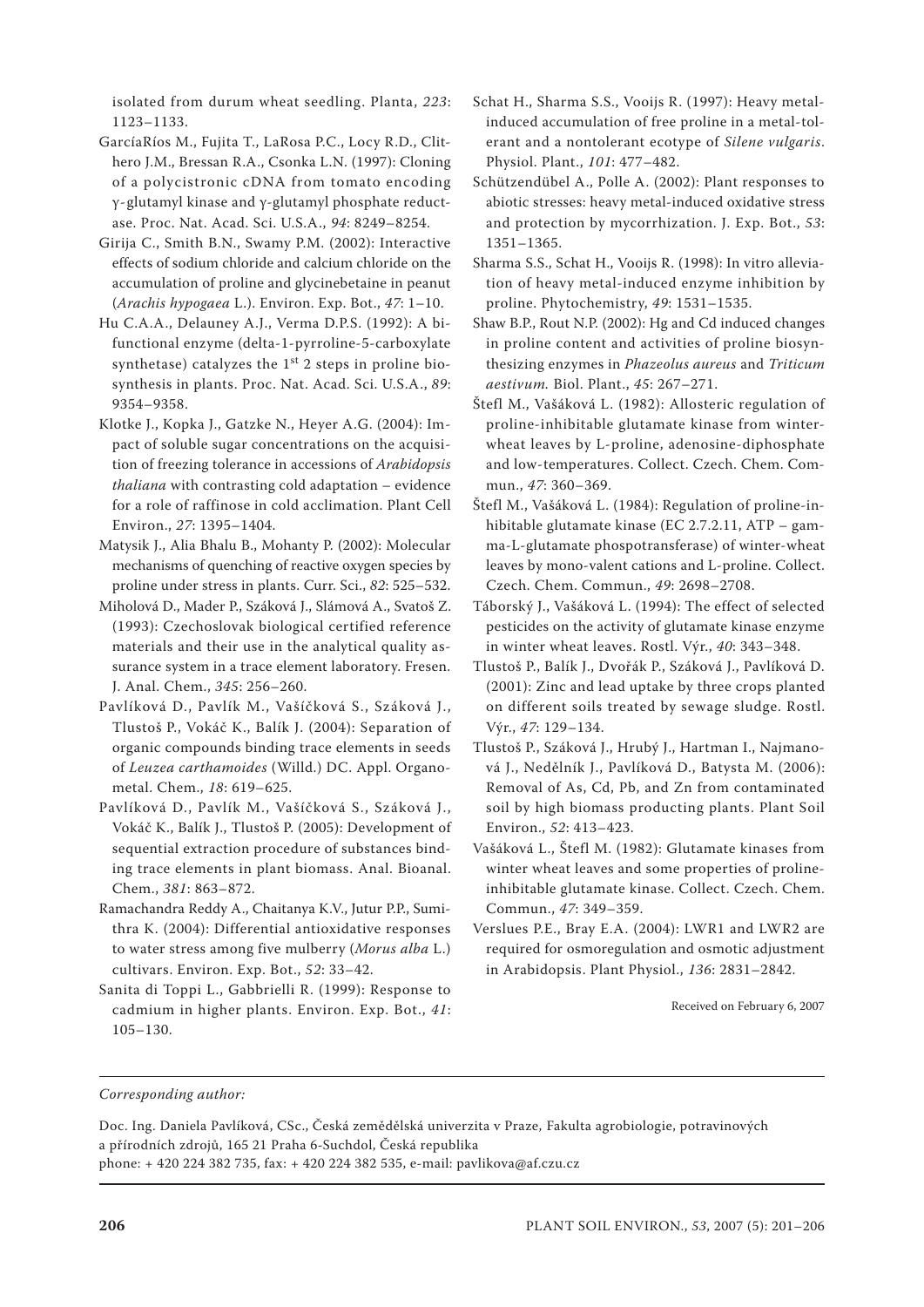isolated from durum wheat seedling. Planta, *223*: 1123–1133.

GarcíaRíos M., Fujita T., LaRosa P.C., Locy R.D., Clithero J.M., Bressan R.A., Csonka L.N. (1997): Cloning of a polycistronic cDNA from tomato encoding γ-glutamyl kinase and γ-glutamyl phosphate reductase. Proc. Nat. Acad. Sci. U.S.A., *94*: 8249–8254.

Girija C., Smith B.N., Swamy P.M. (2002): Interactive effects of sodium chloride and calcium chloride on the accumulation of proline and glycinebetaine in peanut (*Arachis hypogaea* L.). Environ. Exp. Bot., *47*: 1–10.

Hu C.A.A., Delauney A.J., Verma D.P.S. (1992): A bifunctional enzyme (delta-1-pyrroline-5-carboxylate synthetase) catalyzes the 1st 2 steps in proline biosynthesis in plants. Proc. Nat. Acad. Sci. U.S.A., *89*: 9354–9358.

Klotke J., Kopka J., Gatzke N., Heyer A.G. (2004): Impact of soluble sugar concentrations on the acquisition of freezing tolerance in accessions of *Arabidopsis thaliana* with contrasting cold adaptation – evidence for a role of raffinose in cold acclimation. Plant Cell Environ., *27*: 1395–1404.

Matysik J., Alia Bhalu B., Mohanty P. (2002): Molecular mechanisms of quenching of reactive oxygen species by proline under stress in plants. Curr. Sci., *82*: 525–532.

Miholová D., Mader P., Száková J., Slámová A., Svatoš Z. (1993): Czechoslovak biological certified reference materials and their use in the analytical quality assurance system in a trace element laboratory. Fresen. J. Anal. Chem., *345*: 256–260.

Pavlíková D., Pavlík M., Vašíčková S., Száková J., Tlustoš P., Vokáč K., Balík J. (2004): Separation of organic compounds binding trace elements in seeds of *Leuzea carthamoides* (Willd.) DC. Appl. Organometal. Chem., *18*: 619–625.

Pavlíková D., Pavlík M., Vašíčková S., Száková J., Vokáč K., Balík J., Tlustoš P. (2005): Development of sequential extraction procedure of substances binding trace elements in plant biomass. Anal. Bioanal. Chem., *381*: 863–872.

Ramachandra Reddy A., Chaitanya K.V., Jutur P.P., Sumithra K. (2004): Differential antioxidative responses to water stress among five mulberry (*Morus alba* L.) cultivars. Environ. Exp. Bot., *52*: 33–42.

Sanita di Toppi L., Gabbrielli R. (1999): Response to cadmium in higher plants. Environ. Exp. Bot., *41*: 105–130.

Schat H., Sharma S.S., Vooijs R. (1997): Heavy metal-induced accumulation of free proline in a metal-tolerant and a nontolerant ecotype of *Silene vulgaris*. Physiol. Plant., *101*: 477–482.

Schützendübel A., Polle A. (2002): Plant responses to abiotic stresses: heavy metal-induced oxidative stress and protection by mycorrhization. J. Exp. Bot., *53*: 1351–1365.

Sharma S.S., Schat H., Vooijs R. (1998): In vitro alleviation of heavy metal-induced enzyme inhibition by proline. Phytochemistry, *49*: 1531–1535.

Shaw B.P., Rout N.P. (2002): Hg and Cd induced changes in proline content and activities of proline biosynthesizing enzymes in *Phazeolus aureus* and *Triticum aestivum.* Biol. Plant., *45*: 267–271.

Štefl M., Vašáková L. (1982): Allosteric regulation of proline-inhibitable glutamate kinase from winter-wheat leaves by L-proline, adenosine-diphosphate and low-temperatures. Collect. Czech. Chem. Commun., *47*: 360–369.

Štefl M., Vašáková L. (1984): Regulation of proline-inhibitable glutamate kinase (EC 2.7.2.11, ATP – gamma-L-glutamate phospotransferase) of winter-wheat leaves by mono-valent cations and L-proline. Collect. Czech. Chem. Commun., *49*: 2698–2708.

Táborský J., Vašáková L. (1994): The effect of selected pesticides on the activity of glutamate kinase enzyme in winter wheat leaves. Rostl. Výr., *40*: 343–348.

Tlustoš P., Balík J., Dvořák P., Száková J., Pavlíková D. (2001): Zinc and lead uptake by three crops planted on different soils treated by sewage sludge. Rostl. Výr., *47*: 129–134.

Tlustoš P., Száková J., Hrubý J., Hartman I., Najmanová J., Nedělník J., Pavlíková D., Batysta M. (2006): Removal of As, Cd, Pb, and Zn from contaminated soil by high biomass producting plants. Plant Soil Environ., *52*: 413–423.

Vašáková L., Štefl M. (1982): Glutamate kinases from winter wheat leaves and some properties of proline-inhibitable glutamate kinase. Collect. Czech. Chem. Commun., *47*: 349–359.

Verslues P.E., Bray E.A. (2004): LWR1 and LWR2 are required for osmoregulation and osmotic adjustment in Arabidopsis. Plant Physiol., *136*: 2831–2842.

Received on February 6, 2007

*Corresponding author:*

Doc. Ing. Daniela Pavlíková, CSc., Česká zemědělská univerzita v Praze, Fakulta agrobiologie, potravinových a přírodních zdrojů, 165 21 Praha 6-Suchdol, Česká republika
phone: + 420 224 382 735, fax: + 420 224 382 535, e-mail: pavlikova@af.czu.cz